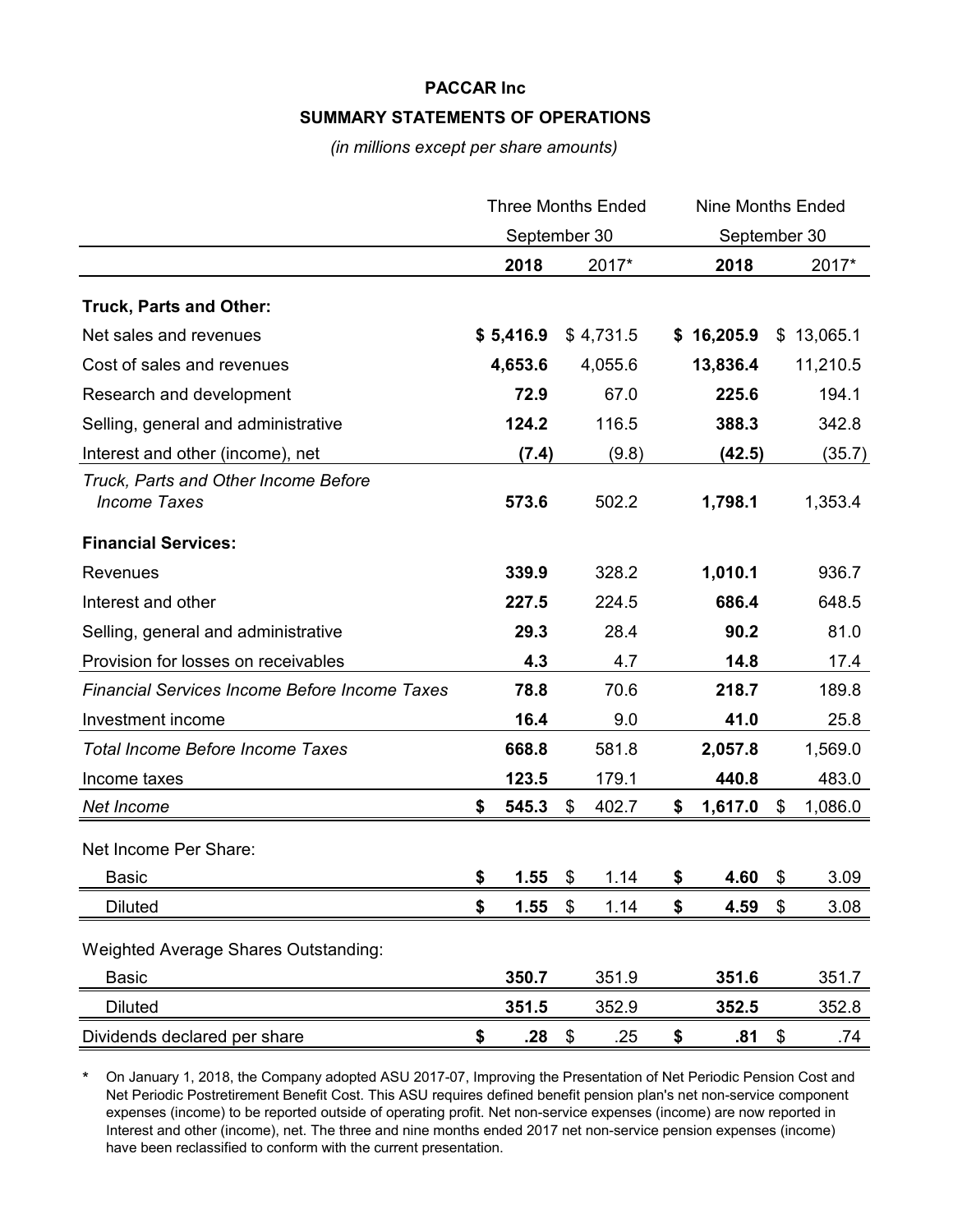# PACCAR Inc

## SUMMARY STATEMENTS OF OPERATIONS

*(in millions except per share amounts)*

| | Three Months Ended September 30 | | Nine Months Ended September 30 | |
|---|---|---|---|---|
| | **2018** | 2017* | **2018** | 2017* |
| **Truck, Parts and Other:** | | | | |
| Net sales and revenues | **$ 5,416.9** | $ 4,731.5 | **$ 16,205.9** | $ 13,065.1 |
| Cost of sales and revenues | **4,653.6** | 4,055.6 | **13,836.4** | 11,210.5 |
| Research and development | **72.9** | 67.0 | **225.6** | 194.1 |
| Selling, general and administrative | **124.2** | 116.5 | **388.3** | 342.8 |
| Interest and other (income), net | **(7.4)** | (9.8) | **(42.5)** | (35.7) |
| *Truck, Parts and Other Income Before Income Taxes* | **573.6** | 502.2 | **1,798.1** | 1,353.4 |
| **Financial Services:** | | | | |
| Revenues | **339.9** | 328.2 | **1,010.1** | 936.7 |
| Interest and other | **227.5** | 224.5 | **686.4** | 648.5 |
| Selling, general and administrative | **29.3** | 28.4 | **90.2** | 81.0 |
| Provision for losses on receivables | **4.3** | 4.7 | **14.8** | 17.4 |
| *Financial Services Income Before Income Taxes* | **78.8** | 70.6 | **218.7** | 189.8 |
| Investment income | **16.4** | 9.0 | **41.0** | 25.8 |
| *Total Income Before Income Taxes* | **668.8** | 581.8 | **2,057.8** | 1,569.0 |
| Income taxes | **123.5** | 179.1 | **440.8** | 483.0 |
| *Net Income* | **$ 545.3** | $ 402.7 | **$ 1,617.0** | $ 1,086.0 |
| Net Income Per Share: | | | | |
| Basic | **$ 1.55** | $ 1.14 | **$ 4.60** | $ 3.09 |
| Diluted | **$ 1.55** | $ 1.14 | **$ 4.59** | $ 3.08 |
| Weighted Average Shares Outstanding: | | | | |
| Basic | **350.7** | 351.9 | **351.6** | 351.7 |
| Diluted | **351.5** | 352.9 | **352.5** | 352.8 |
| Dividends declared per share | **$ .28** | $ .25 | **$ .81** | $ .74 |

\* On January 1, 2018, the Company adopted ASU 2017-07, Improving the Presentation of Net Periodic Pension Cost and Net Periodic Postretirement Benefit Cost. This ASU requires defined benefit pension plan's net non-service component expenses (income) to be reported outside of operating profit. Net non-service expenses (income) are now reported in Interest and other (income), net. The three and nine months ended 2017 net non-service pension expenses (income) have been reclassified to conform with the current presentation.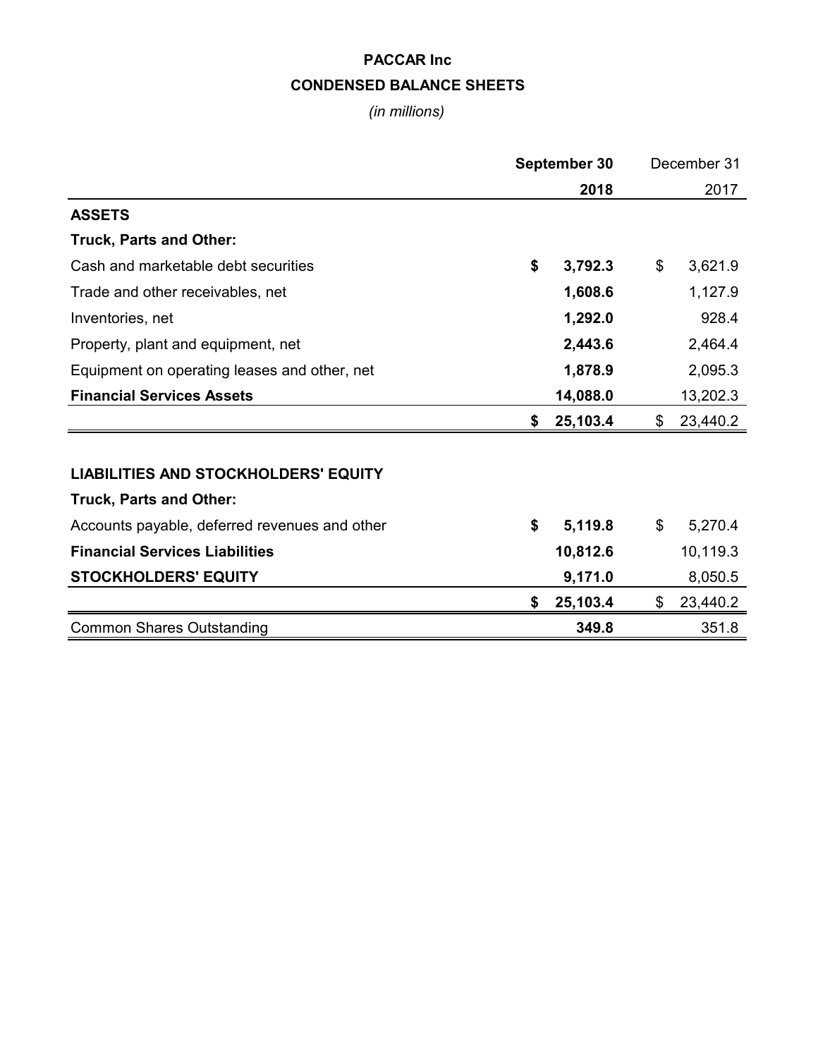# PACCAR Inc

## CONDENSED BALANCE SHEETS

*(in millions)*

| | **September 30 2018** | December 31 2017 |
|---|---|---|
| **ASSETS** | | |
| **Truck, Parts and Other:** | | |
| Cash and marketable debt securities | **$ 3,792.3** | $ 3,621.9 |
| Trade and other receivables, net | **1,608.6** | 1,127.9 |
| Inventories, net | **1,292.0** | 928.4 |
| Property, plant and equipment, net | **2,443.6** | 2,464.4 |
| Equipment on operating leases and other, net | **1,878.9** | 2,095.3 |
| **Financial Services Assets** | **14,088.0** | 13,202.3 |
| | **$ 25,103.4** | $ 23,440.2 |
| | | |
| **LIABILITIES AND STOCKHOLDERS' EQUITY** | | |
| **Truck, Parts and Other:** | | |
| Accounts payable, deferred revenues and other | **$ 5,119.8** | $ 5,270.4 |
| **Financial Services Liabilities** | **10,812.6** | 10,119.3 |
| **STOCKHOLDERS' EQUITY** | **9,171.0** | 8,050.5 |
| | **$ 25,103.4** | $ 23,440.2 |
| Common Shares Outstanding | **349.8** | 351.8 |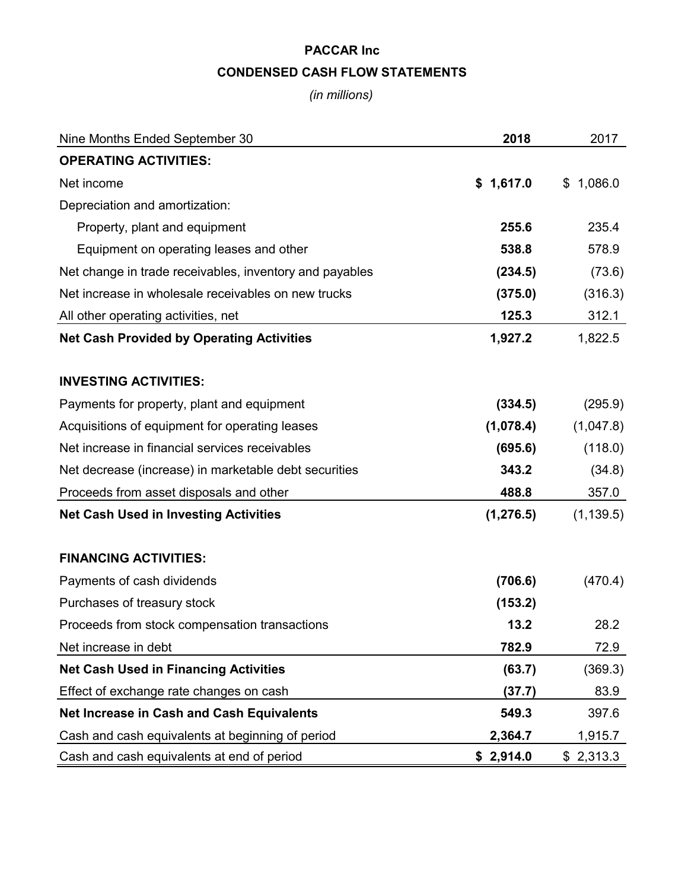# PACCAR Inc

## CONDENSED CASH FLOW STATEMENTS

*(in millions)*

| Nine Months Ended September 30 | **2018** | 2017 |
|---|---|---|
| **OPERATING ACTIVITIES:** | | |
| Net income | **$ 1,617.0** | $ 1,086.0 |
| Depreciation and amortization: | | |
| Property, plant and equipment | **255.6** | 235.4 |
| Equipment on operating leases and other | **538.8** | 578.9 |
| Net change in trade receivables, inventory and payables | **(234.5)** | (73.6) |
| Net increase in wholesale receivables on new trucks | **(375.0)** | (316.3) |
| All other operating activities, net | **125.3** | 312.1 |
| **Net Cash Provided by Operating Activities** | **1,927.2** | 1,822.5 |
| | | |
| **INVESTING ACTIVITIES:** | | |
| Payments for property, plant and equipment | **(334.5)** | (295.9) |
| Acquisitions of equipment for operating leases | **(1,078.4)** | (1,047.8) |
| Net increase in financial services receivables | **(695.6)** | (118.0) |
| Net decrease (increase) in marketable debt securities | **343.2** | (34.8) |
| Proceeds from asset disposals and other | **488.8** | 357.0 |
| **Net Cash Used in Investing Activities** | **(1,276.5)** | (1,139.5) |
| | | |
| **FINANCING ACTIVITIES:** | | |
| Payments of cash dividends | **(706.6)** | (470.4) |
| Purchases of treasury stock | **(153.2)** | |
| Proceeds from stock compensation transactions | **13.2** | 28.2 |
| Net increase in debt | **782.9** | 72.9 |
| **Net Cash Used in Financing Activities** | **(63.7)** | (369.3) |
| Effect of exchange rate changes on cash | **(37.7)** | 83.9 |
| **Net Increase in Cash and Cash Equivalents** | **549.3** | 397.6 |
| Cash and cash equivalents at beginning of period | **2,364.7** | 1,915.7 |
| Cash and cash equivalents at end of period | **$ 2,914.0** | $ 2,313.3 |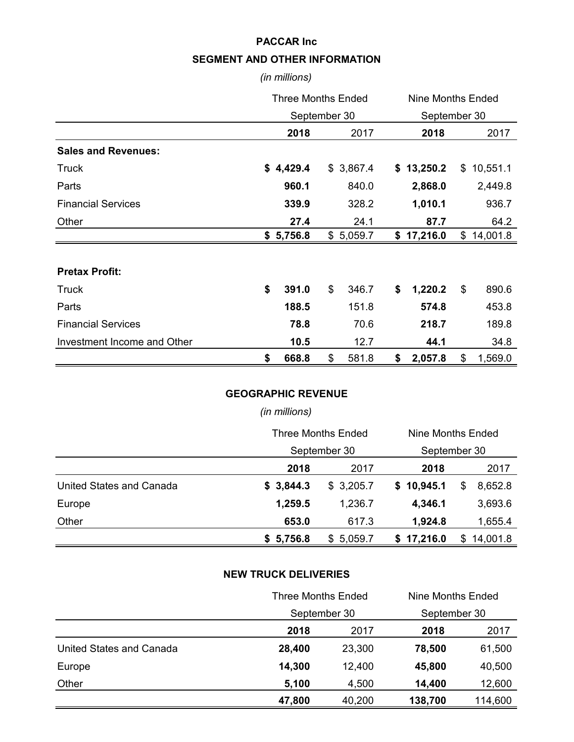# PACCAR Inc

## SEGMENT AND OTHER INFORMATION

*(in millions)*

| | Three Months Ended September 30 | | Nine Months Ended September 30 | |
|---|---|---|---|---|
| | **2018** | 2017 | **2018** | 2017 |
| **Sales and Revenues:** | | | | |
| Truck | **$ 4,429.4** | $ 3,867.4 | **$ 13,250.2** | $ 10,551.1 |
| Parts | **960.1** | 840.0 | **2,868.0** | 2,449.8 |
| Financial Services | **339.9** | 328.2 | **1,010.1** | 936.7 |
| Other | **27.4** | 24.1 | **87.7** | 64.2 |
| | **$ 5,756.8** | $ 5,059.7 | **$ 17,216.0** | $ 14,001.8 |
| **Pretax Profit:** | | | | |
| Truck | **$ 391.0** | $ 346.7 | **$ 1,220.2** | $ 890.6 |
| Parts | **188.5** | 151.8 | **574.8** | 453.8 |
| Financial Services | **78.8** | 70.6 | **218.7** | 189.8 |
| Investment Income and Other | **10.5** | 12.7 | **44.1** | 34.8 |
| | **$ 668.8** | $ 581.8 | **$ 2,057.8** | $ 1,569.0 |

## GEOGRAPHIC REVENUE

*(in millions)*

| | Three Months Ended September 30 | | Nine Months Ended September 30 | |
|---|---|---|---|---|
| | **2018** | 2017 | **2018** | 2017 |
| United States and Canada | **$ 3,844.3** | $ 3,205.7 | **$ 10,945.1** | $ 8,652.8 |
| Europe | **1,259.5** | 1,236.7 | **4,346.1** | 3,693.6 |
| Other | **653.0** | 617.3 | **1,924.8** | 1,655.4 |
| | **$ 5,756.8** | $ 5,059.7 | **$ 17,216.0** | $ 14,001.8 |

## NEW TRUCK DELIVERIES

| | Three Months Ended September 30 | | Nine Months Ended September 30 | |
|---|---|---|---|---|
| | **2018** | 2017 | **2018** | 2017 |
| United States and Canada | **28,400** | 23,300 | **78,500** | 61,500 |
| Europe | **14,300** | 12,400 | **45,800** | 40,500 |
| Other | **5,100** | 4,500 | **14,400** | 12,600 |
| | **47,800** | 40,200 | **138,700** | 114,600 |